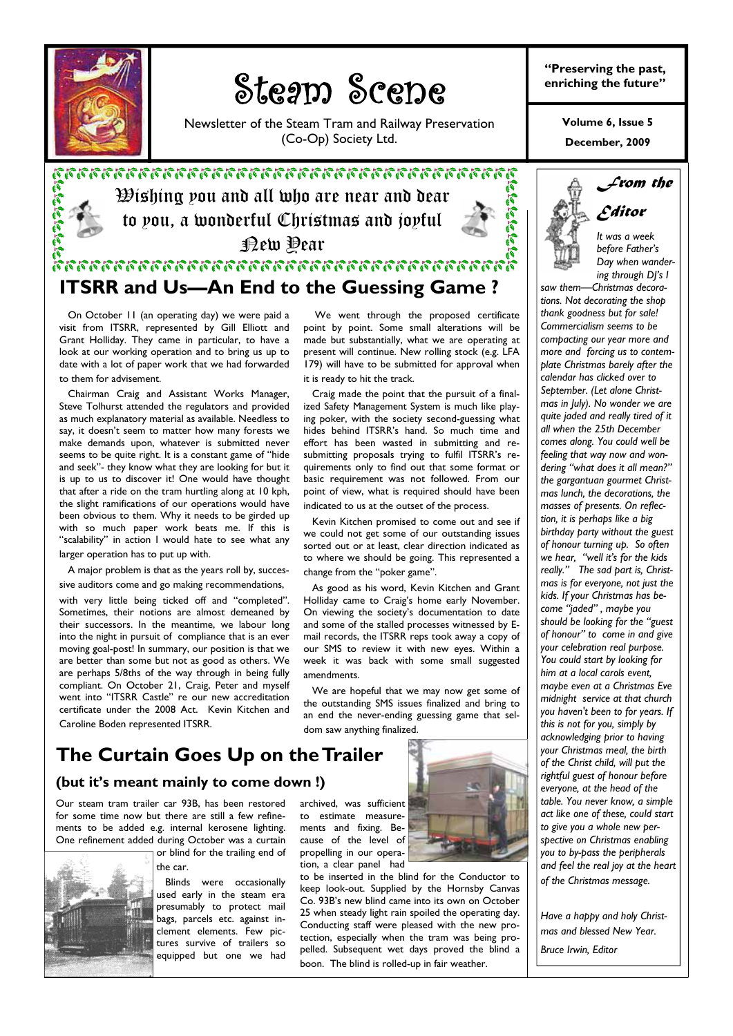# Steam Scene

Newsletter of the Steam Tram and Railway Preservation (Co-Op) Society Ltd.

**"Preserving the past, enriching the future"**

**Volume 6, Issue 5**

**December, 2009**

Wishing you and all who are near and dear to you, a wonderful Christmas and joyful New Year

## ITSRR and Us—An End to the Guessing Game ?

On October 11 (an operating day) we were paid a visit from ITSRR, represented by Gill Elliott and Grant Holliday. They came in particular, to have a look at our working operation and to bring us up to date with a lot of paper work that we had forwarded to them for advisement.

Chairman Craig and Assistant Works Manager, Steve Tolhurst attended the regulators and provided as much explanatory material as available. Needless to say, it doesn't seem to matter how many forests we make demands upon, whatever is submitted never seems to be quite right. It is a constant game of "hide and seek"- they know what they are looking for but it is up to us to discover it! One would have thought that after a ride on the tram hurtling along at 10 kph, the slight ramifications of our operations would have been obvious to them. Why it needs to be girded up with so much paper work beats me. If this is "scalability" in action I would hate to see what any larger operation has to put up with.

A major problem is that as the years roll by, successive auditors come and go making recommendations, with very little being ticked off and "completed". Sometimes, their notions are almost demeaned by their successors. In the meantime, we labour long into the night in pursuit of compliance that is an ever moving goal-post! In summary, our position is that we are better than some but not as good as others. We are perhaps 5/8ths of the way through in being fully compliant. On October 21, Craig, Peter and myself went into "ITSRR Castle" re our new accreditation certificate under the 2008 Act. Kevin Kitchen and Caroline Boden represented ITSRR.

We went through the proposed certificate point by point. Some small alterations will be made but substantially, what we are operating at present will continue. New rolling stock (e.g. LFA 179) will have to be submitted for approval when it is ready to hit the track.

Craig made the point that the pursuit of a finalized Safety Management System is much like playing poker, with the society second-guessing what hides behind ITSRR's hand. So much time and effort has been wasted in submitting and resubmitting proposals trying to fulfil ITSRR's requirements only to find out that some format or basic requirement was not followed. From our point of view, what is required should have been indicated to us at the outset of the process.

Kevin Kitchen promised to come out and see if we could not get some of our outstanding issues sorted out or at least, clear direction indicated as to where we should be going. This represented a change from the "poker game".

As good as his word, Kevin Kitchen and Grant Holliday came to Craig's home early November. On viewing the society's documentation to date and some of the stalled processes witnessed by Email records, the ITSRR reps took away a copy of our SMS to review it with new eyes. Within a week it was back with some small suggested amendments.

We are hopeful that we may now get some of the outstanding SMS issues finalized and bring to an end the never-ending guessing game that seldom saw anything finalized.

## The Curtain Goes Up on the Trailer

### (but it's meant mainly to come down !)

Our steam tram trailer car 93B, has been restored for some time now but there are still a few refinements to be added e.g. internal kerosene lighting. One refinement added during October was a curtain or blind for the trailing end of the car.

Blinds were occasionally used early in the steam era presumably to protect mail bags, parcels etc. against inclement elements. Few pictures survive of trailers so equipped but one we had archived, was sufficient to estimate measurements and fixing. Because of the level of propelling in our operation, a clear panel had to be inserted in the blind for the Conductor to keep look-out. Supplied by the Hornsby Canvas Co. 93B's new blind came into its own on October 25 when steady light rain spoiled the operating day. Conducting staff were pleased with the new protection, especially when the tram was being propelled. Subsequent wet days proved the blind a boon. The blind is rolled-up in fair weather.

## From the Editor

*It was a week before Father's Day when wandering through DJ's I saw them—Christmas decorations. Not decorating the shop thank goodness but for sale! Commercialism seems to be compacting our year more and more and forcing us to contemplate Christmas barely after the calendar has clicked over to September. (Let alone Christmas in July). No wonder we are quite jaded and really tired of it all when the 25th December comes along. You could well be feeling that way now and wondering "what does it all mean?" the gargantuan gourmet Christmas lunch, the decorations, the masses of presents. On reflection, it is perhaps like a big birthday party without the guest of honour turning up. So often we hear, "well it's for the kids really." The sad part is, Christmas is for everyone, not just the kids. If your Christmas has become "jaded" , maybe you should be looking for the "guest of honour" to come in and give your celebration real purpose. You could start by looking for him at a local carols event, maybe even at a Christmas Eve midnight service at that church you haven't been to for years. If this is not for you, simply by acknowledging prior to having your Christmas meal, the birth of the Christ child, will put the rightful guest of honour before everyone, at the head of the table. You never know, a simple act like one of these, could start to give you a whole new perspective on Christmas enabling you to by-pass the peripherals and feel the real joy at the heart of the Christmas message.*

*Have a happy and holy Christmas and blessed New Year.*

*Bruce Irwin, Editor*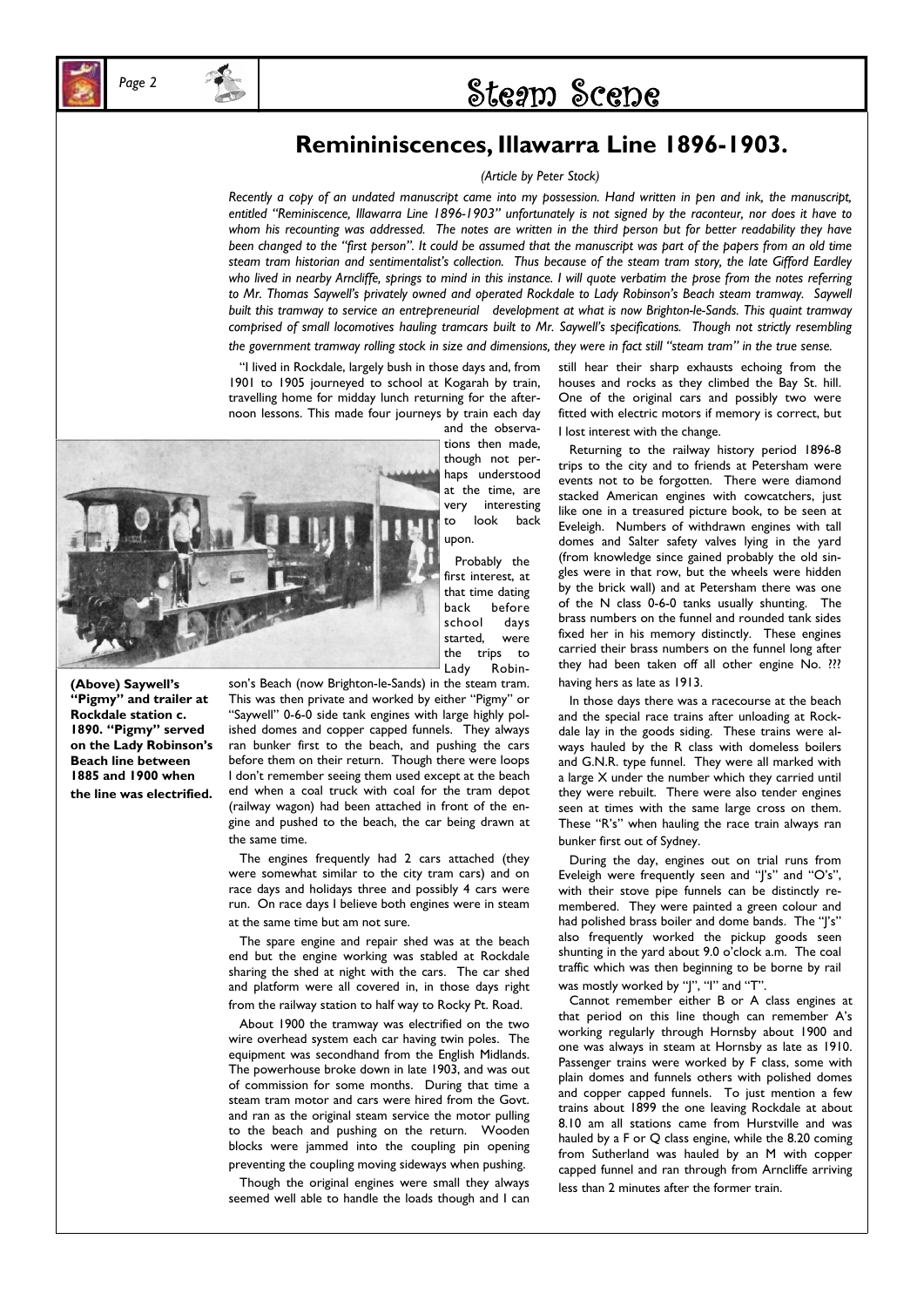# Remininiscences, Illawarra Line 1896-1903.

*(Article by Peter Stock)*

*Recently a copy of an undated manuscript came into my possession. Hand written in pen and ink, the manuscript, entitled "Reminiscence, Illawarra Line 1896-1903" unfortunately is not signed by the raconteur, nor does it have to whom his recounting was addressed. The notes are written in the third person but for better readability they have been changed to the "first person". It could be assumed that the manuscript was part of the papers from an old time steam tram historian and sentimentalist's collection. Thus because of the steam tram story, the late Gifford Eardley who lived in nearby Arncliffe, springs to mind in this instance. I will quote verbatim the prose from the notes referring to Mr. Thomas Saywell's privately owned and operated Rockdale to Lady Robinson's Beach steam tramway. Saywell built this tramway to service an entrepreneurial development at what is now Brighton-le-Sands. This quaint tramway comprised of small locomotives hauling tramcars built to Mr. Saywell's specifications. Though not strictly resembling the government tramway rolling stock in size and dimensions, they were in fact still "steam tram" in the true sense.*

"I lived in Rockdale, largely bush in those days and, from 1901 to 1905 journeyed to school at Kogarah by train, travelling home for midday lunch returning for the afternoon lessons. This made four journeys by train each day and the observations then made, though not perhaps understood at the time, are very interesting to look back upon.

**(Above) Saywell's "Pigmy" and trailer at Rockdale station c. 1890. "Pigmy" served on the Lady Robinson's Beach line between 1885 and 1900 when the line was electrified.**

Probably the first interest, at that time dating back before school days started, were the trips to Lady Robinson's Beach (now Brighton-le-Sands) in the steam tram. This was then private and worked by either "Pigmy" or "Saywell" 0-6-0 side tank engines with large highly polished domes and copper capped funnels. They always ran bunker first to the beach, and pushing the cars before them on their return. Though there were loops I don't remember seeing them used except at the beach end when a coal truck with coal for the tram depot (railway wagon) had been attached in front of the engine and pushed to the beach, the car being drawn at the same time.

The engines frequently had 2 cars attached (they were somewhat similar to the city tram cars) and on race days and holidays three and possibly 4 cars were run. On race days I believe both engines were in steam at the same time but am not sure.

The spare engine and repair shed was at the beach end but the engine working was stabled at Rockdale sharing the shed at night with the cars. The car shed and platform were all covered in, in those days right from the railway station to half way to Rocky Pt. Road.

About 1900 the tramway was electrified on the two wire overhead system each car having twin poles. The equipment was secondhand from the English Midlands. The powerhouse broke down in late 1903, and was out of commission for some months. During that time a steam tram motor and cars were hired from the Govt. and ran as the original steam service the motor pulling to the beach and pushing on the return. Wooden blocks were jammed into the coupling pin opening preventing the coupling moving sideways when pushing.

Though the original engines were small they always seemed well able to handle the loads though and I can still hear their sharp exhausts echoing from the houses and rocks as they climbed the Bay St. hill. One of the original cars and possibly two were fitted with electric motors if memory is correct, but I lost interest with the change.

Returning to the railway history period 1896-8 trips to the city and to friends at Petersham were events not to be forgotten. There were diamond stacked American engines with cowcatchers, just like one in a treasured picture book, to be seen at Eveleigh. Numbers of withdrawn engines with tall domes and Salter safety valves lying in the yard (from knowledge since gained probably the old singles were in that row, but the wheels were hidden by the brick wall) and at Petersham there was one of the N class 0-6-0 tanks usually shunting. The brass numbers on the funnel and rounded tank sides fixed her in his memory distinctly. These engines carried their brass numbers on the funnel long after they had been taken off all other engine No. ??? having hers as late as 1913.

In those days there was a racecourse at the beach and the special race trains after unloading at Rockdale lay in the goods siding. These trains were always hauled by the R class with domeless boilers and G.N.R. type funnel. They were all marked with a large X under the number which they carried until they were rebuilt. There were also tender engines seen at times with the same large cross on them. These "R's" when hauling the race train always ran bunker first out of Sydney.

During the day, engines out on trial runs from Eveleigh were frequently seen and "J's" and "O's", with their stove pipe funnels can be distinctly remembered. They were painted a green colour and had polished brass boiler and dome bands. The "J's" also frequently worked the pickup goods seen shunting in the yard about 9.0 o'clock a.m. The coal traffic which was then beginning to be borne by rail was mostly worked by "J", "I" and "T".

Cannot remember either B or A class engines at that period on this line though can remember A's working regularly through Hornsby about 1900 and one was always in steam at Hornsby as late as 1910. Passenger trains were worked by F class, some with plain domes and funnels others with polished domes and copper capped funnels. To just mention a few trains about 1899 the one leaving Rockdale at about 8.10 am all stations came from Hurstville and was hauled by a F or Q class engine, while the 8.20 coming from Sutherland was hauled by an M with copper capped funnel and ran through from Arncliffe arriving less than 2 minutes after the former train.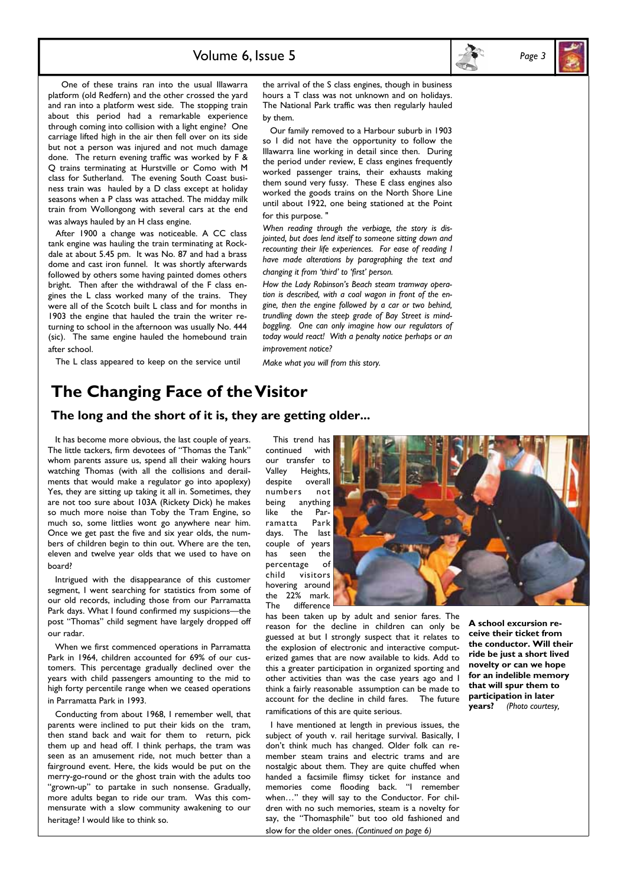One of these trains ran into the usual Illawarra platform (old Redfern) and the other crossed the yard and ran into a platform west side. The stopping train about this period had a remarkable experience through coming into collision with a light engine? One carriage lifted high in the air then fell over on its side but not a person was injured and not much damage done. The return evening traffic was worked by F & Q trains terminating at Hurstville or Como with M class for Sutherland. The evening South Coast business train was hauled by a D class except at holiday seasons when a P class was attached. The midday milk train from Wollongong with several cars at the end was always hauled by an H class engine.

After 1900 a change was noticeable. A CC class tank engine was hauling the train terminating at Rockdale at about 5.45 pm. It was No. 87 and had a brass dome and cast iron funnel. It was shortly afterwards followed by others some having painted domes others bright. Then after the withdrawal of the F class engines the L class worked many of the trains. They were all of the Scotch built L class and for months in 1903 the engine that hauled the train the writer returning to school in the afternoon was usually No. 444 (sic). The same engine hauled the homebound train after school.

The L class appeared to keep on the service until the arrival of the S class engines, though in business hours a T class was not unknown and on holidays. The National Park traffic was then regularly hauled by them.

Our family removed to a Harbour suburb in 1903 so I did not have the opportunity to follow the Illawarra line working in detail since then. During the period under review, E class engines frequently worked passenger trains, their exhausts making them sound very fussy. These E class engines also worked the goods trains on the North Shore Line until about 1922, one being stationed at the Point for this purpose. "

*When reading through the verbiage, the story is disjointed, but does lend itself to someone sitting down and recounting their life experiences. For ease of reading I have made alterations by paragraphing the text and changing it from 'third' to 'first' person.*

*How the Lady Robinson's Beach steam tramway operation is described, with a coal wagon in front of the engine, then the engine followed by a car or two behind, trundling down the steep grade of Bay Street is mind-boggling. One can only imagine how our regulators of today would react! With a penalty notice perhaps or an improvement notice?*

*Make what you will from this story.*

# The Changing Face of the Visitor

## The long and the short of it is, they are getting older...

It has become more obvious, the last couple of years. The little tackers, firm devotees of "Thomas the Tank" whom parents assure us, spend all their waking hours watching Thomas (with all the collisions and derailments that would make a regulator go into apoplexy) Yes, they are sitting up taking it all in. Sometimes, they are not too sure about 103A (Rickety Dick) he makes so much more noise than Toby the Tram Engine, so much so, some littlies wont go anywhere near him. Once we get past the five and six year olds, the numbers of children begin to thin out. Where are the ten, eleven and twelve year olds that we used to have on board?

Intrigued with the disappearance of this customer segment, I went searching for statistics from some of our old records, including those from our Parramatta Park days. What I found confirmed my suspicions—the post "Thomas" child segment have largely dropped off our radar.

When we first commenced operations in Parramatta Park in 1964, children accounted for 69% of our customers. This percentage gradually declined over the years with child passengers amounting to the mid to high forty percentile range when we ceased operations in Parramatta Park in 1993.

Conducting from about 1968, I remember well, that parents were inclined to put their kids on the tram, then stand back and wait for them to return, pick them up and head off. I think perhaps, the tram was seen as an amusement ride, not much better than a fairground event. Here, the kids would be put on the merry-go-round or the ghost train with the adults too "grown-up" to partake in such nonsense. Gradually, more adults began to ride our tram. Was this commensurate with a slow community awakening to our heritage? I would like to think so.

This trend has continued with our transfer to Valley Heights, despite overall numbers not being anything like the Parramatta Park days. The last couple of years has seen the percentage of child visitors hovering around the 22% mark. The difference has been taken up by adult and senior fares. The reason for the decline in children can only be guessed at but I strongly suspect that it relates to the explosion of electronic and interactive computerized games that are now available to kids. Add to this a greater participation in organized sporting and other activities than was the case years ago and I think a fairly reasonable assumption can be made to account for the decline in child fares. The future ramifications of this are quite serious.

**A school excursion receive their ticket from the conductor. Will their ride be just a short lived novelty or can we hope for an indelible memory that will spur them to participation in later years?** *(Photo courtesy,*

I have mentioned at length in previous issues, the subject of youth v. rail heritage survival. Basically, I don't think much has changed. Older folk can remember steam trains and electric trams and are nostalgic about them. They are quite chuffed when handed a facsimile flimsy ticket for instance and memories come flooding back. "I remember when…" they will say to the Conductor. For children with no such memories, steam is a novelty for say, the "Thomasphile" but too old fashioned and slow for the older ones. *(Continued on page 6)*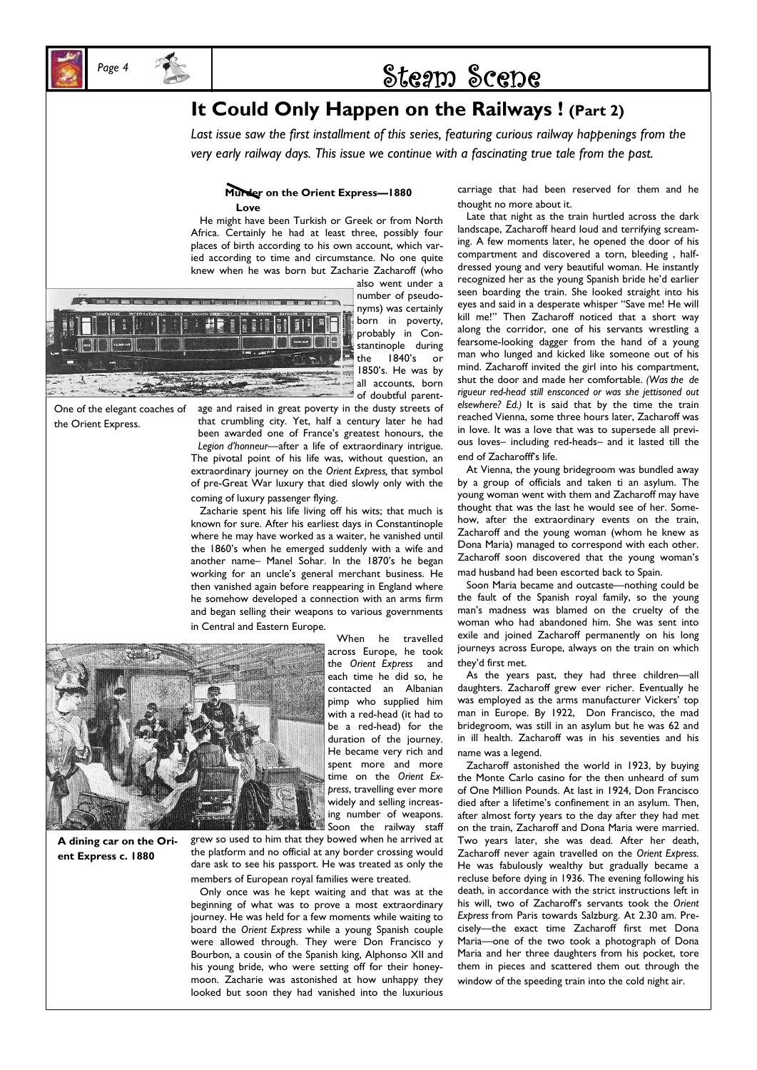## It Could Only Happen on the Railways ! (Part 2)

*Last issue saw the first installment of this series, featuring curious railway happenings from the very early railway days. This issue we continue with a fascinating true tale from the past.*

### ~~Murder~~ Love on the Orient Express—1880

He might have been Turkish or Greek or from North Africa. Certainly he had at least three, possibly four places of birth according to his own account, which varied according to time and circumstance. No one quite knew when he was born but Zacharie Zacharoff (who also went under a number of pseudonyms) was certainly born in poverty, probably in Constantinople during the 1840's or 1850's. He was by all accounts, born of doubtful parentage and raised in great poverty in the dusty streets of that crumbling city. Yet, half a century later he had been awarded one of France's greatest honours, the *Legion d'honneur*—after a life of extraordinary intrigue. The pivotal point of his life was, without question, an extraordinary journey on the *Orient Express,* that symbol of pre-Great War luxury that died slowly only with the coming of luxury passenger flying.

One of the elegant coaches of the Orient Express.

Zacharie spent his life living off his wits; that much is known for sure. After his earliest days in Constantinople where he may have worked as a waiter, he vanished until the 1860's when he emerged suddenly with a wife and another name– Manel Sohar. In the 1870's he began working for an uncle's general merchant business. He then vanished again before reappearing in England where he somehow developed a connection with an arms firm and began selling their weapons to various governments in Central and Eastern Europe.

When he travelled across Europe, he took the *Orient Express* and each time he did so, he contacted an Albanian pimp who supplied him with a red-head (it had to be a red-head) for the duration of the journey. He became very rich and spent more and more time on the *Orient Express*, travelling ever more widely and selling increasing number of weapons. Soon the railway staff grew so used to him that they bowed when he arrived at the platform and no official at any border crossing would dare ask to see his passport. He was treated as only the members of European royal families were treated.

**A dining car on the Orient Express c. 1880**

Only once was he kept waiting and that was at the beginning of what was to prove a most extraordinary journey. He was held for a few moments while waiting to board the *Orient Express* while a young Spanish couple were allowed through. They were Don Francisco y Bourbon, a cousin of the Spanish king, Alphonso XII and his young bride, who were setting off for their honeymoon. Zacharie was astonished at how unhappy they looked but soon they had vanished into the luxurious carriage that had been reserved for them and he thought no more about it.

Late that night as the train hurtled across the dark landscape, Zacharoff heard loud and terrifying screaming. A few moments later, he opened the door of his compartment and discovered a torn, bleeding , half-dressed young and very beautiful woman. He instantly recognized her as the young Spanish bride he'd earlier seen boarding the train. She looked straight into his eyes and said in a desperate whisper "Save me! He will kill me!" Then Zacharoff noticed that a short way along the corridor, one of his servants wrestling a fearsome-looking dagger from the hand of a young man who lunged and kicked like someone out of his mind. Zacharoff invited the girl into his compartment, shut the door and made her comfortable. *(Was the de rigueur red-head still ensconced or was she jettisoned out elsewhere? Ed.)* It is said that by the time the train reached Vienna, some three hours later, Zacharoff was in love. It was a love that was to supersede all previous loves– including red-heads– and it lasted till the end of Zacharofff's life.

At Vienna, the young bridegroom was bundled away by a group of officials and taken ti an asylum. The young woman went with them and Zacharoff may have thought that was the last he would see of her. Somehow, after the extraordinary events on the train, Zacharoff and the young woman (whom he knew as Dona Maria) managed to correspond with each other. Zacharoff soon discovered that the young woman's mad husband had been escorted back to Spain.

Soon Maria became and outcaste—nothing could be the fault of the Spanish royal family, so the young man's madness was blamed on the cruelty of the woman who had abandoned him. She was sent into exile and joined Zacharoff permanently on his long journeys across Europe, always on the train on which they'd first met.

As the years past, they had three children—all daughters. Zacharoff grew ever richer. Eventually he was employed as the arms manufacturer Vickers' top man in Europe. By 1922, Don Francisco, the mad bridegroom, was still in an asylum but he was 62 and in ill health. Zacharoff was in his seventies and his name was a legend.

Zacharoff astonished the world in 1923, by buying the Monte Carlo casino for the then unheard of sum of One Million Pounds. At last in 1924, Don Francisco died after a lifetime's confinement in an asylum. Then, after almost forty years to the day after they had met on the train, Zacharoff and Dona Maria were married. Two years later, she was dead. After her death, Zacharoff never again travelled on the *Orient Express.* He was fabulously wealthy but gradually became a recluse before dying in 1936. The evening following his death, in accordance with the strict instructions left in his will, two of Zacharoff's servants took the *Orient Express* from Paris towards Salzburg. At 2.30 am. Precisely—the exact time Zacharoff first met Dona Maria—one of the two took a photograph of Dona Maria and her three daughters from his pocket, tore them in pieces and scattered them out through the window of the speeding train into the cold night air.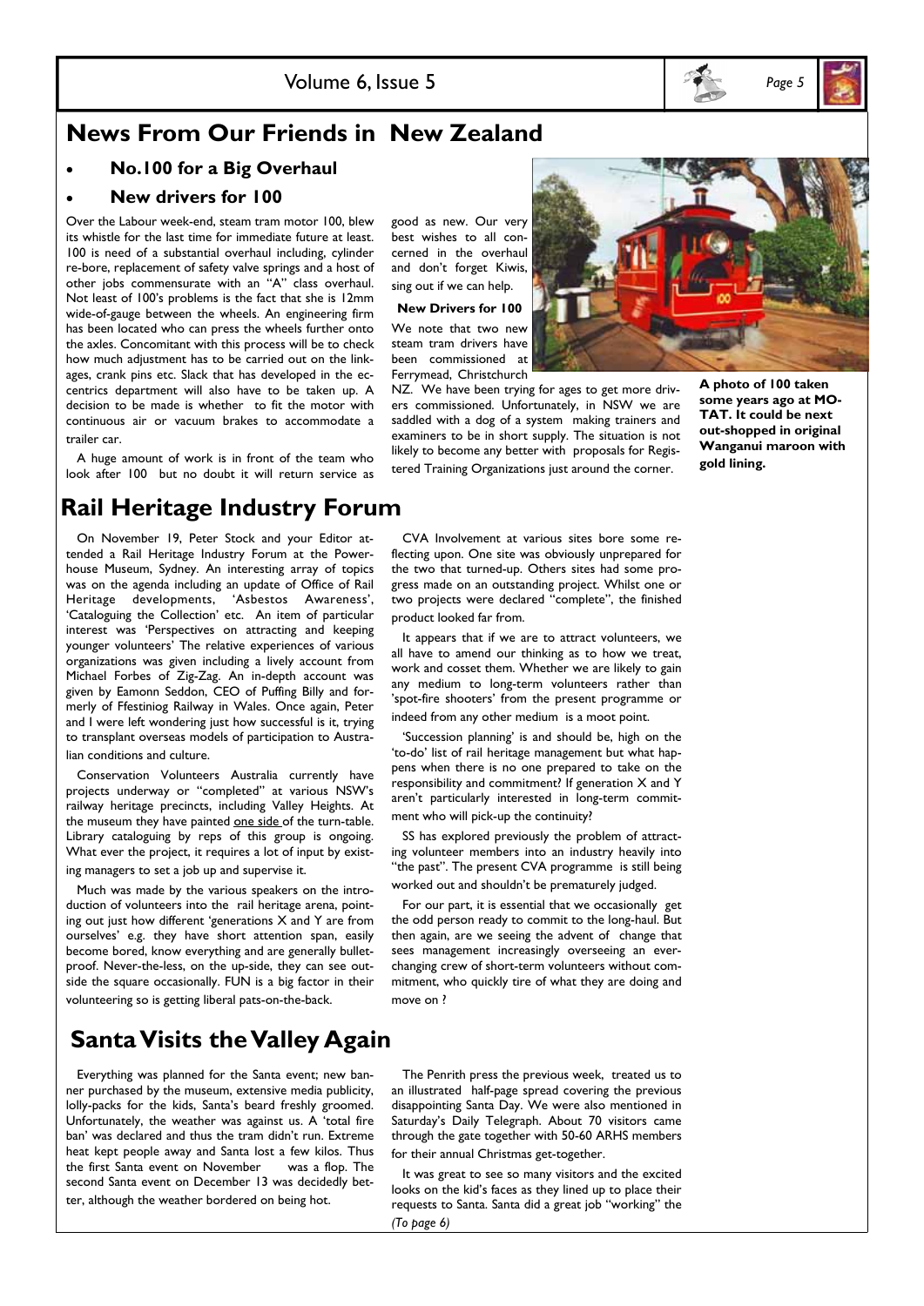# News From Our Friends in New Zealand

- **No.100 for a Big Overhaul**
- **New drivers for 100**

Over the Labour week-end, steam tram motor 100, blew its whistle for the last time for immediate future at least. 100 is need of a substantial overhaul including, cylinder re-bore, replacement of safety valve springs and a host of other jobs commensurate with an "A" class overhaul. Not least of 100's problems is the fact that she is 12mm wide-of-gauge between the wheels. An engineering firm has been located who can press the wheels further onto the axles. Concomitant with this process will be to check how much adjustment has to be carried out on the linkages, crank pins etc. Slack that has developed in the eccentrics department will also have to be taken up. A decision to be made is whether to fit the motor with continuous air or vacuum brakes to accommodate a trailer car.

A huge amount of work is in front of the team who look after 100 but no doubt it will return service as good as new. Our very best wishes to all concerned in the overhaul and don't forget Kiwis, sing out if we can help.

**New Drivers for 100**

We note that two new steam tram drivers have been commissioned at Ferrymead, Christchurch NZ. We have been trying for ages to get more drivers commissioned. Unfortunately, in NSW we are saddled with a dog of a system making trainers and examiners to be in short supply. The situation is not likely to become any better with proposals for Registered Training Organizations just around the corner.

**A photo of 100 taken some years ago at MOTAT. It could be next out-shopped in original Wanganui maroon with gold lining.**

# Rail Heritage Industry Forum

On November 19, Peter Stock and your Editor attended a Rail Heritage Industry Forum at the Powerhouse Museum, Sydney. An interesting array of topics was on the agenda including an update of Office of Rail Heritage developments, 'Asbestos Awareness', 'Cataloguing the Collection' etc. An item of particular interest was 'Perspectives on attracting and keeping younger volunteers' The relative experiences of various organizations was given including a lively account from Michael Forbes of Zig-Zag. An in-depth account was given by Eamonn Seddon, CEO of Puffing Billy and formerly of Ffestiniog Railway in Wales. Once again, Peter and I were left wondering just how successful is it, trying to transplant overseas models of participation to Australian conditions and culture.

Conservation Volunteers Australia currently have projects underway or "completed" at various NSW's railway heritage precincts, including Valley Heights. At the museum they have painted one side of the turn-table. Library cataloguing by reps of this group is ongoing. What ever the project, it requires a lot of input by existing managers to set a job up and supervise it.

Much was made by the various speakers on the introduction of volunteers into the rail heritage arena, pointing out just how different 'generations X and Y are from ourselves' e.g. they have short attention span, easily become bored, know everything and are generally bullet-proof. Never-the-less, on the up-side, they can see outside the square occasionally. FUN is a big factor in their volunteering so is getting liberal pats-on-the-back.

CVA Involvement at various sites bore some reflecting upon. One site was obviously unprepared for the two that turned-up. Others sites had some progress made on an outstanding project. Whilst one or two projects were declared "complete", the finished product looked far from.

It appears that if we are to attract volunteers, we all have to amend our thinking as to how we treat, work and cosset them. Whether we are likely to gain any medium to long-term volunteers rather than 'spot-fire shooters' from the present programme or indeed from any other medium is a moot point.

'Succession planning' is and should be, high on the 'to-do' list of rail heritage management but what happens when there is no one prepared to take on the responsibility and commitment? If generation X and Y aren't particularly interested in long-term commitment who will pick-up the continuity?

SS has explored previously the problem of attracting volunteer members into an industry heavily into "the past". The present CVA programme is still being worked out and shouldn't be prematurely judged.

For our part, it is essential that we occasionally get the odd person ready to commit to the long-haul. But then again, are we seeing the advent of change that sees management increasingly overseeing an ever-changing crew of short-term volunteers without commitment, who quickly tire of what they are doing and move on ?

# Santa Visits the Valley Again

Everything was planned for the Santa event; new banner purchased by the museum, extensive media publicity, lolly-packs for the kids, Santa's beard freshly groomed. Unfortunately, the weather was against us. A 'total fire ban' was declared and thus the tram didn't run. Extreme heat kept people away and Santa lost a few kilos. Thus the first Santa event on November was a flop. The second Santa event on December 13 was decidedly better, although the weather bordered on being hot.

The Penrith press the previous week, treated us to an illustrated half-page spread covering the previous disappointing Santa Day. We were also mentioned in Saturday's Daily Telegraph. About 70 visitors came through the gate together with 50-60 ARHS members for their annual Christmas get-together.

It was great to see so many visitors and the excited looks on the kid's faces as they lined up to place their requests to Santa. Santa did a great job "working" the

*(To page 6)*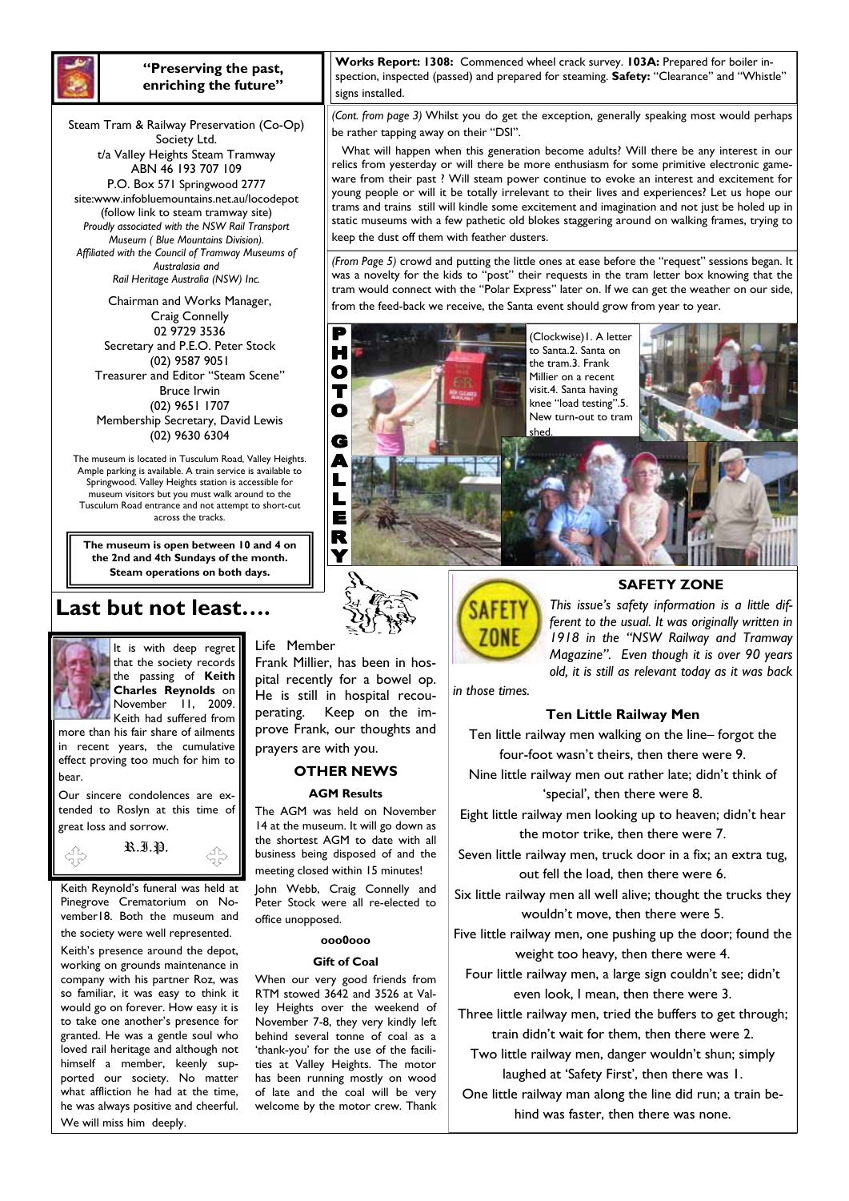**"Preserving the past, enriching the future"**

Steam Tram & Railway Preservation (Co-Op) Society Ltd.
t/a Valley Heights Steam Tramway
ABN 46 193 707 109
P.O. Box 571 Springwood 2777
site:www.infobluemountains.net.au/locodepot
(follow link to steam tramway site)
*Proudly associated with the NSW Rail Transport Museum ( Blue Mountains Division).*
*Affiliated with the Council of Tramway Museums of Australasia and Rail Heritage Australia (NSW) Inc.*

Chairman and Works Manager, Craig Connelly
02 9729 3536
Secretary and P.E.O. Peter Stock
(02) 9587 9051
Treasurer and Editor "Steam Scene" Bruce Irwin
(02) 9651 1707
Membership Secretary, David Lewis
(02) 9630 6304

The museum is located in Tusculum Road, Valley Heights. Ample parking is available. A train service is available to Springwood. Valley Heights station is accessible for museum visitors but you must walk around to the Tusculum Road entrance and not attempt to short-cut across the tracks.

**The museum is open between 10 and 4 on the 2nd and 4th Sundays of the month. Steam operations on both days.**

**Works Report: 1308:** Commenced wheel crack survey. **103A:** Prepared for boiler inspection, inspected (passed) and prepared for steaming. **Safety:** "Clearance" and "Whistle" signs installed.

*(Cont. from page 3)* Whilst you do get the exception, generally speaking most would perhaps be rather tapping away on their "DSI".

What will happen when this generation become adults? Will there be any interest in our relics from yesterday or will there be more enthusiasm for some primitive electronic gameware from their past ? Will steam power continue to evoke an interest and excitement for young people or will it be totally irrelevant to their lives and experiences? Let us hope our trams and trains still will kindle some excitement and imagination and not just be holed up in static museums with a few pathetic old blokes staggering around on walking frames, trying to keep the dust off them with feather dusters.

*(From Page 5)* crowd and putting the little ones at ease before the "request" sessions began. It was a novelty for the kids to "post" their requests in the tram letter box knowing that the tram would connect with the "Polar Express" later on. If we can get the weather on our side, from the feed-back we receive, the Santa event should grow from year to year.

**PHOTO GALLERY**

(Clockwise)1. A letter to Santa.2. Santa on the tram.3. Frank Millier on a recent visit.4. Santa having knee "load testing".5. New turn-out to tram shed.

## Last but not least….

It is with deep regret that the society records the passing of **Keith Charles Reynolds** on November 11, 2009. Keith had suffered from more than his fair share of ailments in recent years, the cumulative effect proving too much for him to bear.

Our sincere condolences are extended to Roslyn at this time of great loss and sorrow.

R.I.P.

Keith Reynold's funeral was held at Pinegrove Crematorium on November18. Both the museum and the society were well represented.

Keith's presence around the depot, working on grounds maintenance in company with his partner Roz, was so familiar, it was easy to think it would go on forever. How easy it is to take one another's presence for granted. He was a gentle soul who loved rail heritage and although not himself a member, keenly supported our society. No matter what affliction he had at the time, he was always positive and cheerful. We will miss him deeply.

Life Member Frank Millier, has been in hospital recently for a bowel op. He is still in hospital recouperating. Keep on the improve Frank, our thoughts and prayers are with you.

### OTHER NEWS

**AGM Results**

The AGM was held on November 14 at the museum. It will go down as the shortest AGM to date with all business being disposed of and the meeting closed within 15 minutes!

John Webb, Craig Connelly and Peter Stock were all re-elected to office unopposed.

**ooo0ooo**

**Gift of Coal**

When our very good friends from RTM stowed 3642 and 3526 at Valley Heights over the weekend of November 7-8, they very kindly left behind several tonne of coal as a 'thank-you' for the use of the facilities at Valley Heights. The motor has been running mostly on wood of late and the coal will be very welcome by the motor crew. Thank

### SAFETY ZONE

*This issue's safety information is a little different to the usual. It was originally written in 1918 in the "NSW Railway and Tramway Magazine". Even though it is over 90 years old, it is still as relevant today as it was back in those times.*

**Ten Little Railway Men**

Ten little railway men walking on the line– forgot the four-foot wasn't theirs, then there were 9.

Nine little railway men out rather late; didn't think of 'special', then there were 8.

Eight little railway men looking up to heaven; didn't hear the motor trike, then there were 7.

Seven little railway men, truck door in a fix; an extra tug, out fell the load, then there were 6.

Six little railway men all well alive; thought the trucks they wouldn't move, then there were 5.

Five little railway men, one pushing up the door; found the weight too heavy, then there were 4.

Four little railway men, a large sign couldn't see; didn't even look, I mean, then there were 3.

Three little railway men, tried the buffers to get through; train didn't wait for them, then there were 2.

Two little railway men, danger wouldn't shun; simply laughed at 'Safety First', then there was 1.

One little railway man along the line did run; a train behind was faster, then there was none.